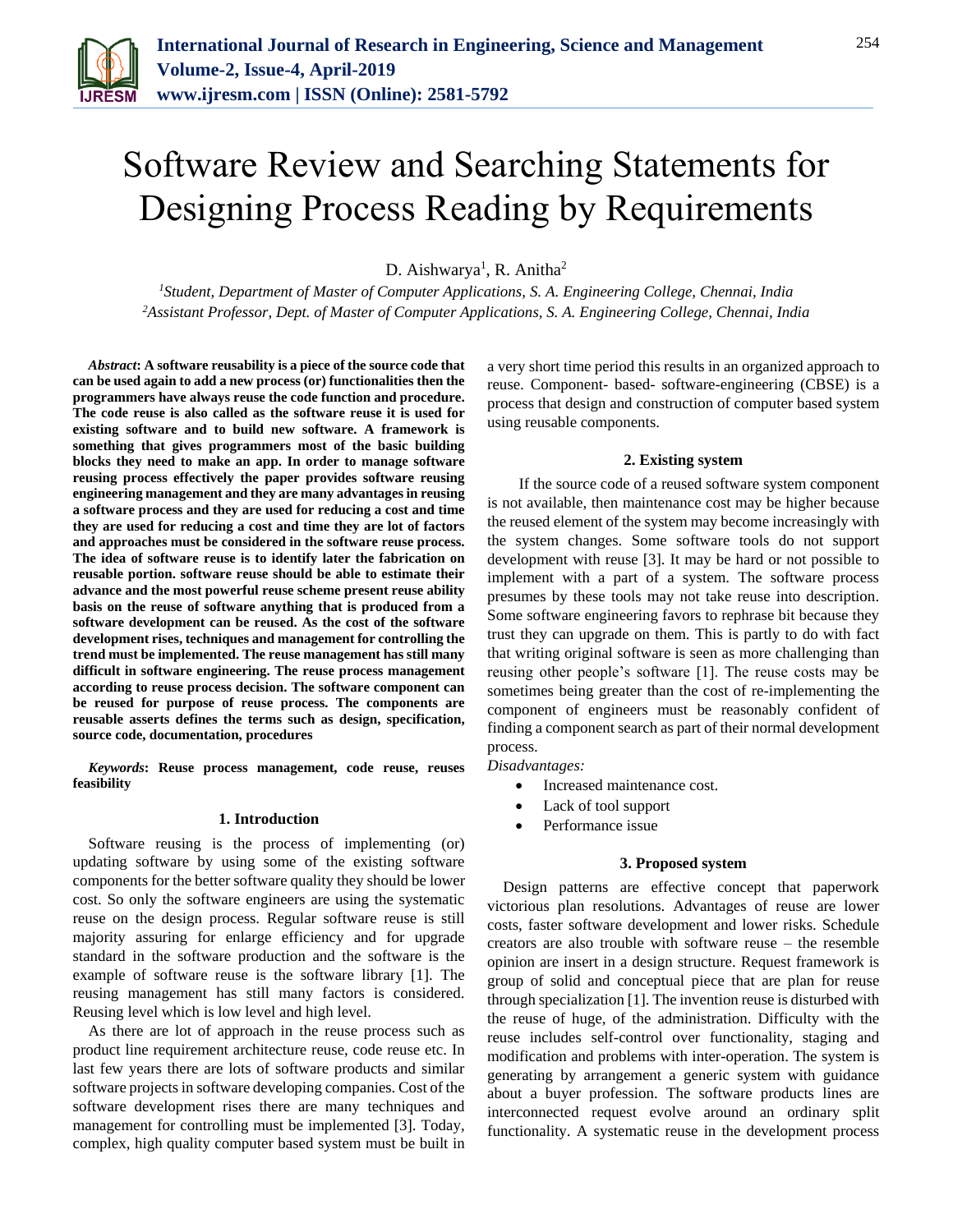# Software Review and Searching Statements for Designing Process Reading by Requirements

D. Aishwarya[1], R. Anitha[2]

[1]*Student, Department of Master of Computer Applications, S. A. Engineering College, Chennai, India*
[2]*Assistant Professor, Dept. of Master of Computer Applications, S. A. Engineering College, Chennai, India*

***Abstract*: A software reusability is a piece of the source code that can be used again to add a new process (or) functionalities then the programmers have always reuse the code function and procedure. The code reuse is also called as the software reuse it is used for existing software and to build new software. A framework is something that gives programmers most of the basic building blocks they need to make an app. In order to manage software reusing process effectively the paper provides software reusing engineering management and they are many advantages in reusing a software process and they are used for reducing a cost and time they are used for reducing a cost and time they are lot of factors and approaches must be considered in the software reuse process. The idea of software reuse is to identify later the fabrication on reusable portion. software reuse should be able to estimate their advance and the most powerful reuse scheme present reuse ability basis on the reuse of software anything that is produced from a software development can be reused. As the cost of the software development rises, techniques and management for controlling the trend must be implemented. The reuse management has still many difficult in software engineering. The reuse process management according to reuse process decision. The software component can be reused for purpose of reuse process. The components are reusable asserts defines the terms such as design, specification, source code, documentation, procedures**

***Keywords*: Reuse process management, code reuse, reuses feasibility**

## 1. Introduction

Software reusing is the process of implementing (or) updating software by using some of the existing software components for the better software quality they should be lower cost. So only the software engineers are using the systematic reuse on the design process. Regular software reuse is still majority assuring for enlarge efficiency and for upgrade standard in the software production and the software is the example of software reuse is the software library [1]. The reusing management has still many factors is considered. Reusing level which is low level and high level.

As there are lot of approach in the reuse process such as product line requirement architecture reuse, code reuse etc. In last few years there are lots of software products and similar software projects in software developing companies. Cost of the software development rises there are many techniques and management for controlling must be implemented [3]. Today, complex, high quality computer based system must be built in a very short time period this results in an organized approach to reuse. Component- based- software-engineering (CBSE) is a process that design and construction of computer based system using reusable components.

## 2. Existing system

If the source code of a reused software system component is not available, then maintenance cost may be higher because the reused element of the system may become increasingly with the system changes. Some software tools do not support development with reuse [3]. It may be hard or not possible to implement with a part of a system. The software process presumes by these tools may not take reuse into description. Some software engineering favors to rephrase bit because they trust they can upgrade on them. This is partly to do with fact that writing original software is seen as more challenging than reusing other people's software [1]. The reuse costs may be sometimes being greater than the cost of re-implementing the component of engineers must be reasonably confident of finding a component search as part of their normal development process.

*Disadvantages:*

- Increased maintenance cost.
- Lack of tool support
- Performance issue

## 3. Proposed system

Design patterns are effective concept that paperwork victorious plan resolutions. Advantages of reuse are lower costs, faster software development and lower risks. Schedule creators are also trouble with software reuse – the resemble opinion are insert in a design structure. Request framework is group of solid and conceptual piece that are plan for reuse through specialization [1]. The invention reuse is disturbed with the reuse of huge, of the administration. Difficulty with the reuse includes self-control over functionality, staging and modification and problems with inter-operation. The system is generating by arrangement a generic system with guidance about a buyer profession. The software products lines are interconnected request evolve around an ordinary split functionality. A systematic reuse in the development process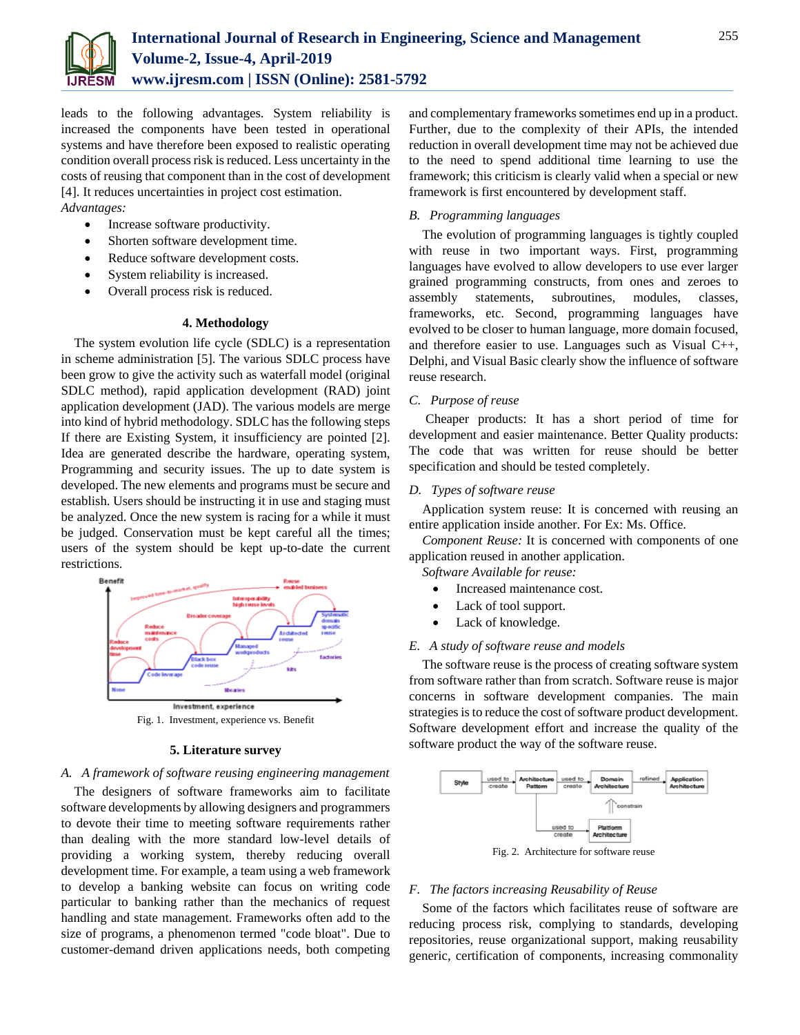leads to the following advantages. System reliability is increased the components have been tested in operational systems and have therefore been exposed to realistic operating condition overall process risk is reduced. Less uncertainty in the costs of reusing that component than in the cost of development [4]. It reduces uncertainties in project cost estimation.

*Advantages:*

- Increase software productivity.
- Shorten software development time.
- Reduce software development costs.
- System reliability is increased.
- Overall process risk is reduced.

## 4. Methodology

The system evolution life cycle (SDLC) is a representation in scheme administration [5]. The various SDLC process have been grow to give the activity such as waterfall model (original SDLC method), rapid application development (RAD) joint application development (JAD). The various models are merge into kind of hybrid methodology. SDLC has the following steps If there are Existing System, it insufficiency are pointed [2]. Idea are generated describe the hardware, operating system, Programming and security issues. The up to date system is developed. The new elements and programs must be secure and establish. Users should be instructing it in use and staging must be analyzed. Once the new system is racing for a while it must be judged. Conservation must be kept careful all the times; users of the system should be kept up-to-date the current restrictions.

Fig. 1. Investment, experience vs. Benefit

## 5. Literature survey

### *A. A framework of software reusing engineering management*

The designers of software frameworks aim to facilitate software developments by allowing designers and programmers to devote their time to meeting software requirements rather than dealing with the more standard low-level details of providing a working system, thereby reducing overall development time. For example, a team using a web framework to develop a banking website can focus on writing code particular to banking rather than the mechanics of request handling and state management. Frameworks often add to the size of programs, a phenomenon termed "code bloat". Due to customer-demand driven applications needs, both competing and complementary frameworks sometimes end up in a product. Further, due to the complexity of their APIs, the intended reduction in overall development time may not be achieved due to the need to spend additional time learning to use the framework; this criticism is clearly valid when a special or new framework is first encountered by development staff.

### *B. Programming languages*

The evolution of programming languages is tightly coupled with reuse in two important ways. First, programming languages have evolved to allow developers to use ever larger grained programming constructs, from ones and zeroes to assembly statements, subroutines, modules, classes, frameworks, etc. Second, programming languages have evolved to be closer to human language, more domain focused, and therefore easier to use. Languages such as Visual C++, Delphi, and Visual Basic clearly show the influence of software reuse research.

### *C. Purpose of reuse*

Cheaper products: It has a short period of time for development and easier maintenance. Better Quality products: The code that was written for reuse should be better specification and should be tested completely.

### *D. Types of software reuse*

Application system reuse: It is concerned with reusing an entire application inside another. For Ex: Ms. Office.

*Component Reuse:* It is concerned with components of one application reused in another application.

*Software Available for reuse:*

- Increased maintenance cost.
- Lack of tool support.
- Lack of knowledge.

### *E. A study of software reuse and models*

The software reuse is the process of creating software system from software rather than from scratch. Software reuse is major concerns in software development companies. The main strategies is to reduce the cost of software product development. Software development effort and increase the quality of the software product the way of the software reuse.

Fig. 2. Architecture for software reuse

### *F. The factors increasing Reusability of Reuse*

Some of the factors which facilitates reuse of software are reducing process risk, complying to standards, developing repositories, reuse organizational support, making reusability generic, certification of components, increasing commonality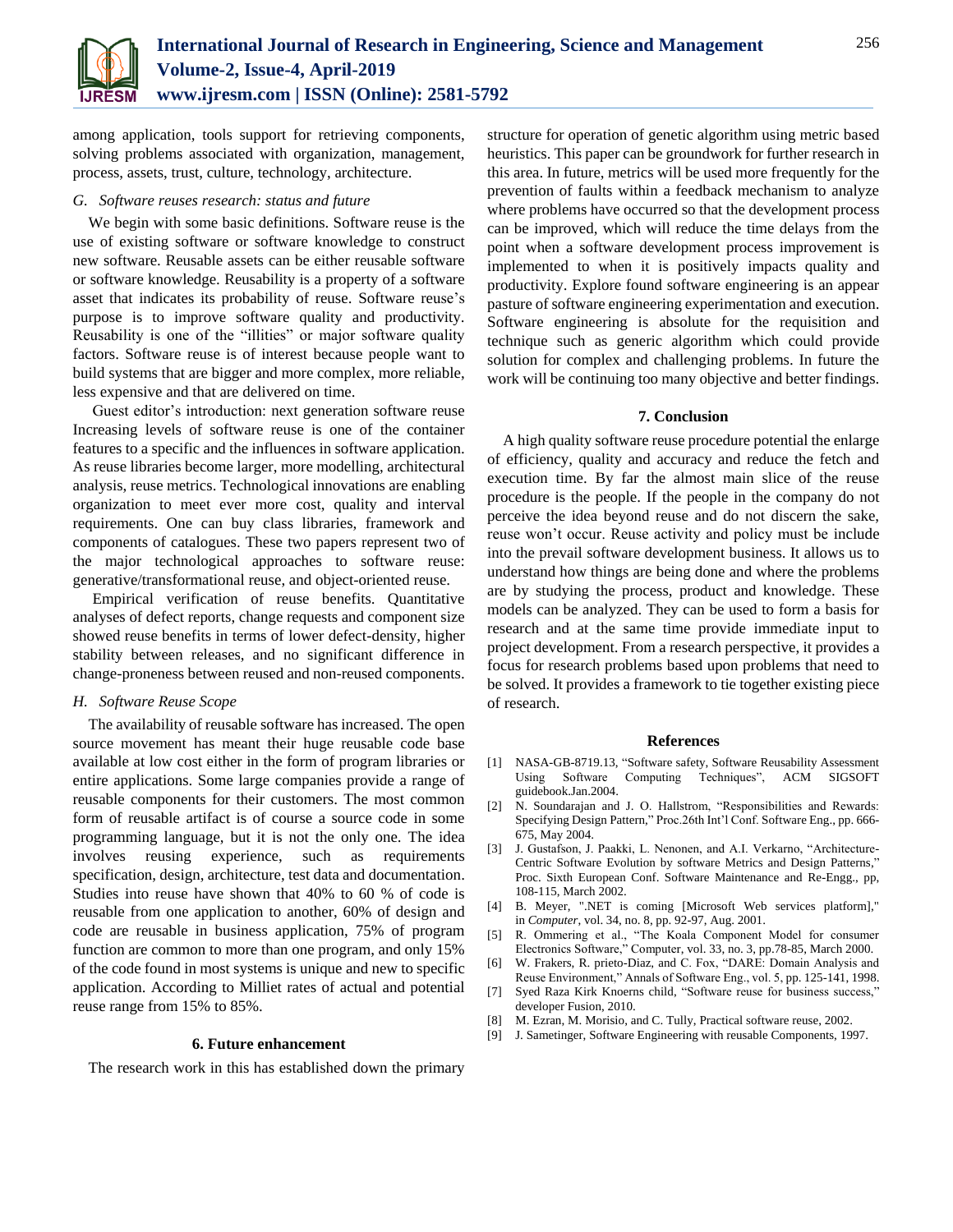among application, tools support for retrieving components, solving problems associated with organization, management, process, assets, trust, culture, technology, architecture.

### *G. Software reuses research: status and future*

We begin with some basic definitions. Software reuse is the use of existing software or software knowledge to construct new software. Reusable assets can be either reusable software or software knowledge. Reusability is a property of a software asset that indicates its probability of reuse. Software reuse's purpose is to improve software quality and productivity. Reusability is one of the "illities" or major software quality factors. Software reuse is of interest because people want to build systems that are bigger and more complex, more reliable, less expensive and that are delivered on time.

Guest editor's introduction: next generation software reuse Increasing levels of software reuse is one of the container features to a specific and the influences in software application. As reuse libraries become larger, more modelling, architectural analysis, reuse metrics. Technological innovations are enabling organization to meet ever more cost, quality and interval requirements. One can buy class libraries, framework and components of catalogues. These two papers represent two of the major technological approaches to software reuse: generative/transformational reuse, and object-oriented reuse.

Empirical verification of reuse benefits. Quantitative analyses of defect reports, change requests and component size showed reuse benefits in terms of lower defect-density, higher stability between releases, and no significant difference in change-proneness between reused and non-reused components.

### *H. Software Reuse Scope*

The availability of reusable software has increased. The open source movement has meant their huge reusable code base available at low cost either in the form of program libraries or entire applications. Some large companies provide a range of reusable components for their customers. The most common form of reusable artifact is of course a source code in some programming language, but it is not the only one. The idea involves reusing experience, such as requirements specification, design, architecture, test data and documentation. Studies into reuse have shown that 40% to 60 % of code is reusable from one application to another, 60% of design and code are reusable in business application, 75% of program function are common to more than one program, and only 15% of the code found in most systems is unique and new to specific application. According to Milliet rates of actual and potential reuse range from 15% to 85%.

## 6. Future enhancement

The research work in this has established down the primary structure for operation of genetic algorithm using metric based heuristics. This paper can be groundwork for further research in this area. In future, metrics will be used more frequently for the prevention of faults within a feedback mechanism to analyze where problems have occurred so that the development process can be improved, which will reduce the time delays from the point when a software development process improvement is implemented to when it is positively impacts quality and productivity. Explore found software engineering is an appear pasture of software engineering experimentation and execution. Software engineering is absolute for the requisition and technique such as generic algorithm which could provide solution for complex and challenging problems. In future the work will be continuing too many objective and better findings.

## 7. Conclusion

A high quality software reuse procedure potential the enlarge of efficiency, quality and accuracy and reduce the fetch and execution time. By far the almost main slice of the reuse procedure is the people. If the people in the company do not perceive the idea beyond reuse and do not discern the sake, reuse won't occur. Reuse activity and policy must be include into the prevail software development business. It allows us to understand how things are being done and where the problems are by studying the process, product and knowledge. These models can be analyzed. They can be used to form a basis for research and at the same time provide immediate input to project development. From a research perspective, it provides a focus for research problems based upon problems that need to be solved. It provides a framework to tie together existing piece of research.

## References

[1] NASA-GB-8719.13, "Software safety, Software Reusability Assessment Using Software Computing Techniques", ACM SIGSOFT guidebook.Jan.2004.

[2] N. Soundarajan and J. O. Hallstrom, "Responsibilities and Rewards: Specifying Design Pattern," Proc.26th Int'l Conf. Software Eng., pp. 666-675, May 2004.

[3] J. Gustafson, J. Paakki, L. Nenonen, and A.I. Verkarno, "Architecture-Centric Software Evolution by software Metrics and Design Patterns," Proc. Sixth European Conf. Software Maintenance and Re-Engg., pp, 108-115, March 2002.

[4] B. Meyer, ".NET is coming [Microsoft Web services platform]," in *Computer*, vol. 34, no. 8, pp. 92-97, Aug. 2001.

[5] R. Ommering et al., "The Koala Component Model for consumer Electronics Software," Computer, vol. 33, no. 3, pp.78-85, March 2000.

[6] W. Frakers, R. prieto-Diaz, and C. Fox, "DARE: Domain Analysis and Reuse Environment," Annals of Software Eng., vol. 5, pp. 125-141, 1998.

[7] Syed Raza Kirk Knoerns child, "Software reuse for business success," developer Fusion, 2010.

[8] M. Ezran, M. Morisio, and C. Tully, Practical software reuse, 2002.

[9] J. Sametinger, Software Engineering with reusable Components, 1997.